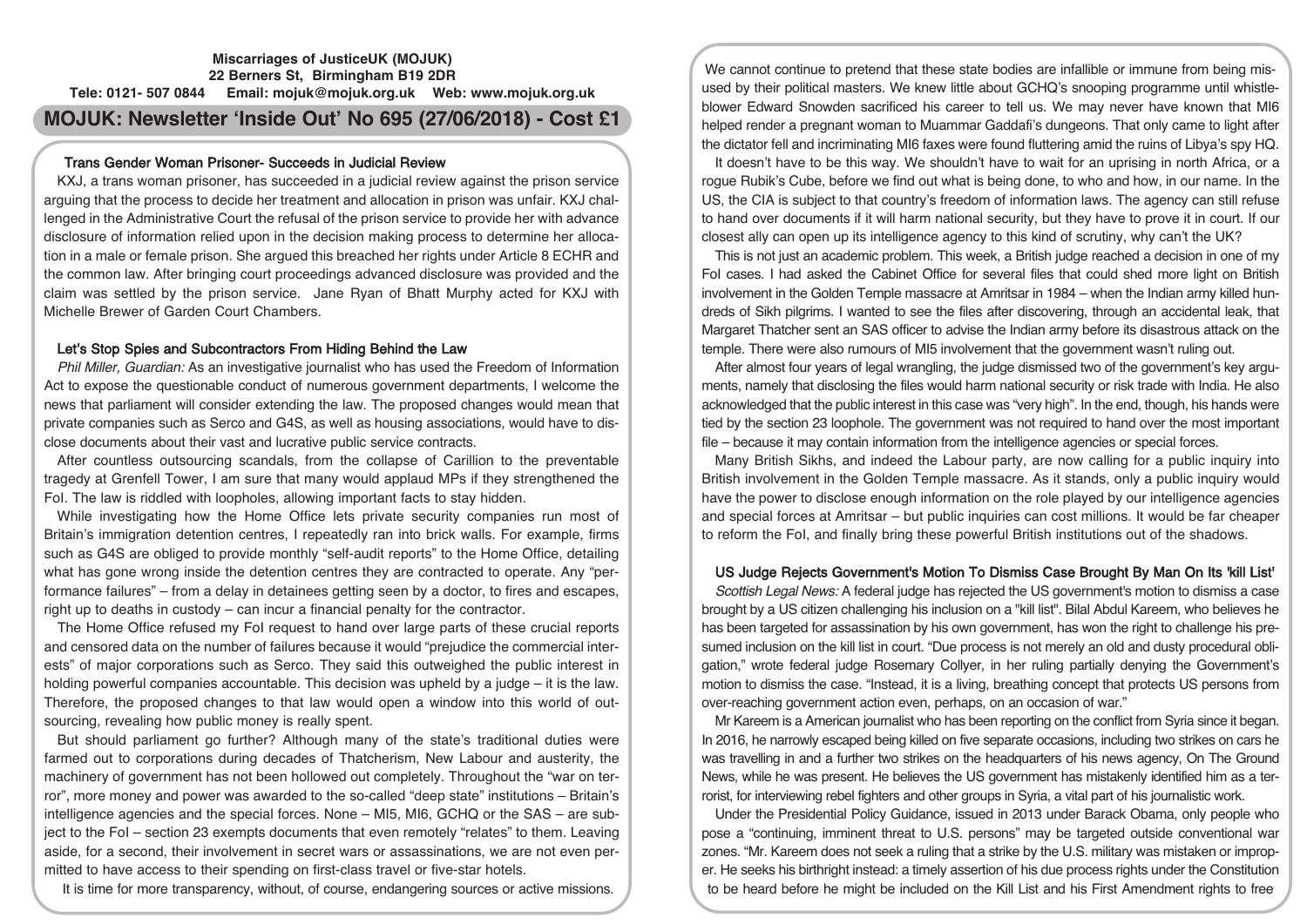**Miscarriages of JusticeUK (MOJUK)**
**22 Berners St, Birmingham B19 2DR**
**Tele: 0121- 507 0844 Email: mojuk@mojuk.org.uk Web: www.mojuk.org.uk**

# MOJUK: Newsletter 'Inside Out' No 695 (27/06/2018) - Cost £1

## Trans Gender Woman Prisoner- Succeeds in Judicial Review

KXJ, a trans woman prisoner, has succeeded in a judicial review against the prison service arguing that the process to decide her treatment and allocation in prison was unfair. KXJ challenged in the Administrative Court the refusal of the prison service to provide her with advance disclosure of information relied upon in the decision making process to determine her allocation in a male or female prison. She argued this breached her rights under Article 8 ECHR and the common law. After bringing court proceedings advanced disclosure was provided and the claim was settled by the prison service. Jane Ryan of Bhatt Murphy acted for KXJ with Michelle Brewer of Garden Court Chambers.

## Let's Stop Spies and Subcontractors From Hiding Behind the Law

*Phil Miller, Guardian:* As an investigative journalist who has used the Freedom of Information Act to expose the questionable conduct of numerous government departments, I welcome the news that parliament will consider extending the law. The proposed changes would mean that private companies such as Serco and G4S, as well as housing associations, would have to disclose documents about their vast and lucrative public service contracts.

After countless outsourcing scandals, from the collapse of Carillion to the preventable tragedy at Grenfell Tower, I am sure that many would applaud MPs if they strengthened the FoI. The law is riddled with loopholes, allowing important facts to stay hidden.

While investigating how the Home Office lets private security companies run most of Britain's immigration detention centres, I repeatedly ran into brick walls. For example, firms such as G4S are obliged to provide monthly "self-audit reports" to the Home Office, detailing what has gone wrong inside the detention centres they are contracted to operate. Any "performance failures" – from a delay in detainees getting seen by a doctor, to fires and escapes, right up to deaths in custody – can incur a financial penalty for the contractor.

The Home Office refused my FoI request to hand over large parts of these crucial reports and censored data on the number of failures because it would "prejudice the commercial interests" of major corporations such as Serco. They said this outweighed the public interest in holding powerful companies accountable. This decision was upheld by a judge – it is the law. Therefore, the proposed changes to that law would open a window into this world of outsourcing, revealing how public money is really spent.

But should parliament go further? Although many of the state's traditional duties were farmed out to corporations during decades of Thatcherism, New Labour and austerity, the machinery of government has not been hollowed out completely. Throughout the "war on terror", more money and power was awarded to the so-called "deep state" institutions – Britain's intelligence agencies and the special forces. None – MI5, MI6, GCHQ or the SAS – are subject to the FoI – section 23 exempts documents that even remotely "relates" to them. Leaving aside, for a second, their involvement in secret wars or assassinations, we are not even permitted to have access to their spending on first-class travel or five-star hotels.

It is time for more transparency, without, of course, endangering sources or active missions.

We cannot continue to pretend that these state bodies are infallible or immune from being misused by their political masters. We knew little about GCHQ's snooping programme until whistleblower Edward Snowden sacrificed his career to tell us. We may never have known that MI6 helped render a pregnant woman to Muammar Gaddafi's dungeons. That only came to light after the dictator fell and incriminating MI6 faxes were found fluttering amid the ruins of Libya's spy HQ.

It doesn't have to be this way. We shouldn't have to wait for an uprising in north Africa, or a rogue Rubik's Cube, before we find out what is being done, to who and how, in our name. In the US, the CIA is subject to that country's freedom of information laws. The agency can still refuse to hand over documents if it will harm national security, but they have to prove it in court. If our closest ally can open up its intelligence agency to this kind of scrutiny, why can't the UK?

This is not just an academic problem. This week, a British judge reached a decision in one of my FoI cases. I had asked the Cabinet Office for several files that could shed more light on British involvement in the Golden Temple massacre at Amritsar in 1984 – when the Indian army killed hundreds of Sikh pilgrims. I wanted to see the files after discovering, through an accidental leak, that Margaret Thatcher sent an SAS officer to advise the Indian army before its disastrous attack on the temple. There were also rumours of MI5 involvement that the government wasn't ruling out.

After almost four years of legal wrangling, the judge dismissed two of the government's key arguments, namely that disclosing the files would harm national security or risk trade with India. He also acknowledged that the public interest in this case was "very high". In the end, though, his hands were tied by the section 23 loophole. The government was not required to hand over the most important file – because it may contain information from the intelligence agencies or special forces.

Many British Sikhs, and indeed the Labour party, are now calling for a public inquiry into British involvement in the Golden Temple massacre. As it stands, only a public inquiry would have the power to disclose enough information on the role played by our intelligence agencies and special forces at Amritsar – but public inquiries can cost millions. It would be far cheaper to reform the FoI, and finally bring these powerful British institutions out of the shadows.

## US Judge Rejects Government's Motion To Dismiss Case Brought By Man On Its 'kill List'

*Scottish Legal News:* A federal judge has rejected the US government's motion to dismiss a case brought by a US citizen challenging his inclusion on a "kill list". Bilal Abdul Kareem, who believes he has been targeted for assassination by his own government, has won the right to challenge his presumed inclusion on the kill list in court. "Due process is not merely an old and dusty procedural obligation," wrote federal judge Rosemary Collyer, in her ruling partially denying the Government's motion to dismiss the case. "Instead, it is a living, breathing concept that protects US persons from over-reaching government action even, perhaps, on an occasion of war."

Mr Kareem is a American journalist who has been reporting on the conflict from Syria since it began. In 2016, he narrowly escaped being killed on five separate occasions, including two strikes on cars he was travelling in and a further two strikes on the headquarters of his news agency, On The Ground News, while he was present. He believes the US government has mistakenly identified him as a terrorist, for interviewing rebel fighters and other groups in Syria, a vital part of his journalistic work.

Under the Presidential Policy Guidance, issued in 2013 under Barack Obama, only people who pose a "continuing, imminent threat to U.S. persons" may be targeted outside conventional war zones. "Mr. Kareem does not seek a ruling that a strike by the U.S. military was mistaken or improper. He seeks his birthright instead: a timely assertion of his due process rights under the Constitution to be heard before he might be included on the Kill List and his First Amendment rights to free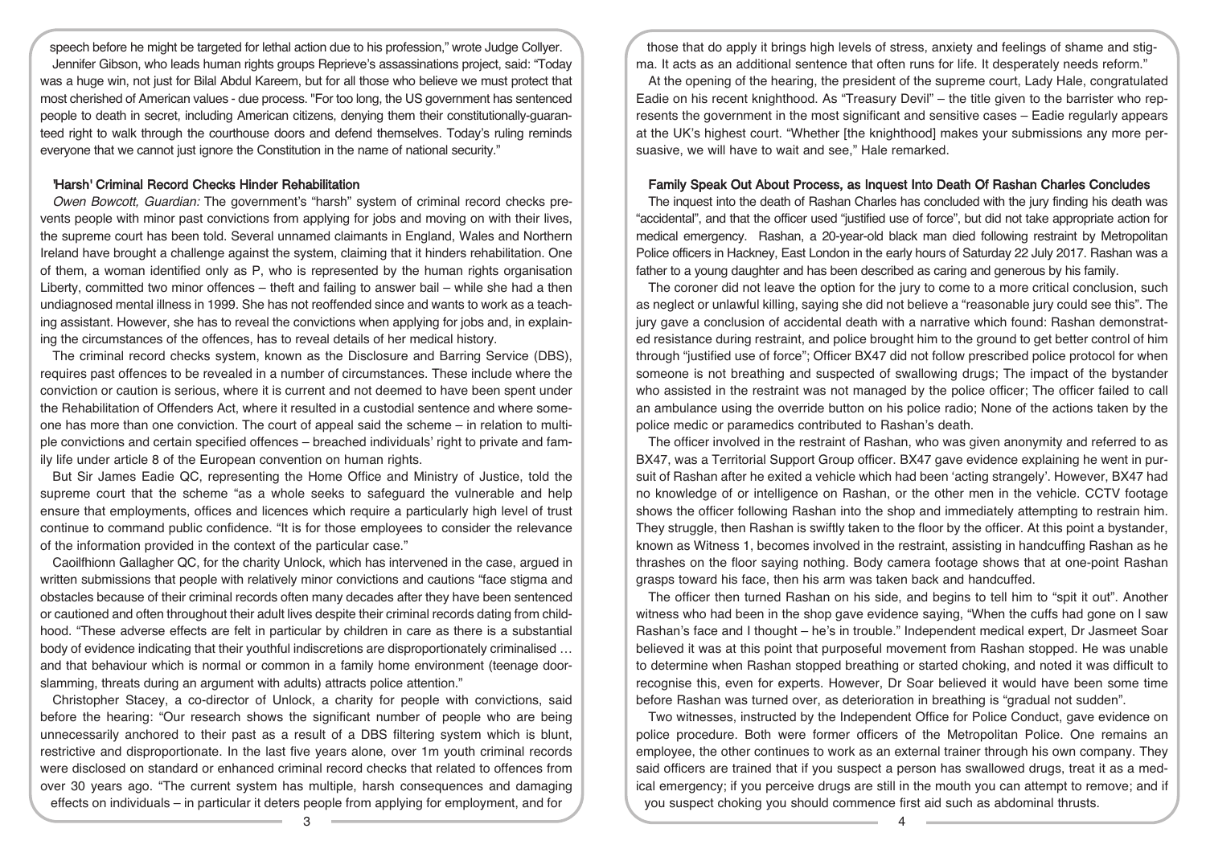speech before he might be targeted for lethal action due to his profession," wrote Judge Collyer.

Jennifer Gibson, who leads human rights groups Reprieve's assassinations project, said: "Today was a huge win, not just for Bilal Abdul Kareem, but for all those who believe we must protect that most cherished of American values - due process. "For too long, the US government has sentenced people to death in secret, including American citizens, denying them their constitutionally-guaranteed right to walk through the courthouse doors and defend themselves. Today's ruling reminds everyone that we cannot just ignore the Constitution in the name of national security."

### 'Harsh' Criminal Record Checks Hinder Rehabilitation

*Owen Bowcott, Guardian:* The government's "harsh" system of criminal record checks prevents people with minor past convictions from applying for jobs and moving on with their lives, the supreme court has been told. Several unnamed claimants in England, Wales and Northern Ireland have brought a challenge against the system, claiming that it hinders rehabilitation. One of them, a woman identified only as P, who is represented by the human rights organisation Liberty, committed two minor offences – theft and failing to answer bail – while she had a then undiagnosed mental illness in 1999. She has not reoffended since and wants to work as a teaching assistant. However, she has to reveal the convictions when applying for jobs and, in explaining the circumstances of the offences, has to reveal details of her medical history.

The criminal record checks system, known as the Disclosure and Barring Service (DBS), requires past offences to be revealed in a number of circumstances. These include where the conviction or caution is serious, where it is current and not deemed to have been spent under the Rehabilitation of Offenders Act, where it resulted in a custodial sentence and where someone has more than one conviction. The court of appeal said the scheme – in relation to multiple convictions and certain specified offences – breached individuals' right to private and family life under article 8 of the European convention on human rights.

But Sir James Eadie QC, representing the Home Office and Ministry of Justice, told the supreme court that the scheme "as a whole seeks to safeguard the vulnerable and help ensure that employments, offices and licences which require a particularly high level of trust continue to command public confidence. "It is for those employees to consider the relevance of the information provided in the context of the particular case."

Caoilfhionn Gallagher QC, for the charity Unlock, which has intervened in the case, argued in written submissions that people with relatively minor convictions and cautions "face stigma and obstacles because of their criminal records often many decades after they have been sentenced or cautioned and often throughout their adult lives despite their criminal records dating from childhood. "These adverse effects are felt in particular by children in care as there is a substantial body of evidence indicating that their youthful indiscretions are disproportionately criminalised … and that behaviour which is normal or common in a family home environment (teenage door-slamming, threats during an argument with adults) attracts police attention."

Christopher Stacey, a co-director of Unlock, a charity for people with convictions, said before the hearing: "Our research shows the significant number of people who are being unnecessarily anchored to their past as a result of a DBS filtering system which is blunt, restrictive and disproportionate. In the last five years alone, over 1m youth criminal records were disclosed on standard or enhanced criminal record checks that related to offences from over 30 years ago. "The current system has multiple, harsh consequences and damaging effects on individuals – in particular it deters people from applying for employment, and for those that do apply it brings high levels of stress, anxiety and feelings of shame and stigma. It acts as an additional sentence that often runs for life. It desperately needs reform."

At the opening of the hearing, the president of the supreme court, Lady Hale, congratulated Eadie on his recent knighthood. As "Treasury Devil" – the title given to the barrister who represents the government in the most significant and sensitive cases – Eadie regularly appears at the UK's highest court. "Whether [the knighthood] makes your submissions any more persuasive, we will have to wait and see," Hale remarked.

### Family Speak Out About Process, as Inquest Into Death Of Rashan Charles Concludes

The inquest into the death of Rashan Charles has concluded with the jury finding his death was "accidental", and that the officer used "justified use of force", but did not take appropriate action for medical emergency. Rashan, a 20-year-old black man died following restraint by Metropolitan Police officers in Hackney, East London in the early hours of Saturday 22 July 2017. Rashan was a father to a young daughter and has been described as caring and generous by his family.

The coroner did not leave the option for the jury to come to a more critical conclusion, such as neglect or unlawful killing, saying she did not believe a "reasonable jury could see this". The jury gave a conclusion of accidental death with a narrative which found: Rashan demonstrated resistance during restraint, and police brought him to the ground to get better control of him through "justified use of force"; Officer BX47 did not follow prescribed police protocol for when someone is not breathing and suspected of swallowing drugs; The impact of the bystander who assisted in the restraint was not managed by the police officer; The officer failed to call an ambulance using the override button on his police radio; None of the actions taken by the police medic or paramedics contributed to Rashan's death.

The officer involved in the restraint of Rashan, who was given anonymity and referred to as BX47, was a Territorial Support Group officer. BX47 gave evidence explaining he went in pursuit of Rashan after he exited a vehicle which had been 'acting strangely'. However, BX47 had no knowledge of or intelligence on Rashan, or the other men in the vehicle. CCTV footage shows the officer following Rashan into the shop and immediately attempting to restrain him. They struggle, then Rashan is swiftly taken to the floor by the officer. At this point a bystander, known as Witness 1, becomes involved in the restraint, assisting in handcuffing Rashan as he thrashes on the floor saying nothing. Body camera footage shows that at one-point Rashan grasps toward his face, then his arm was taken back and handcuffed.

The officer then turned Rashan on his side, and begins to tell him to "spit it out". Another witness who had been in the shop gave evidence saying, "When the cuffs had gone on I saw Rashan's face and I thought – he's in trouble." Independent medical expert, Dr Jasmeet Soar believed it was at this point that purposeful movement from Rashan stopped. He was unable to determine when Rashan stopped breathing or started choking, and noted it was difficult to recognise this, even for experts. However, Dr Soar believed it would have been some time before Rashan was turned over, as deterioration in breathing is "gradual not sudden".

Two witnesses, instructed by the Independent Office for Police Conduct, gave evidence on police procedure. Both were former officers of the Metropolitan Police. One remains an employee, the other continues to work as an external trainer through his own company. They said officers are trained that if you suspect a person has swallowed drugs, treat it as a medical emergency; if you perceive drugs are still in the mouth you can attempt to remove; and if you suspect choking you should commence first aid such as abdominal thrusts.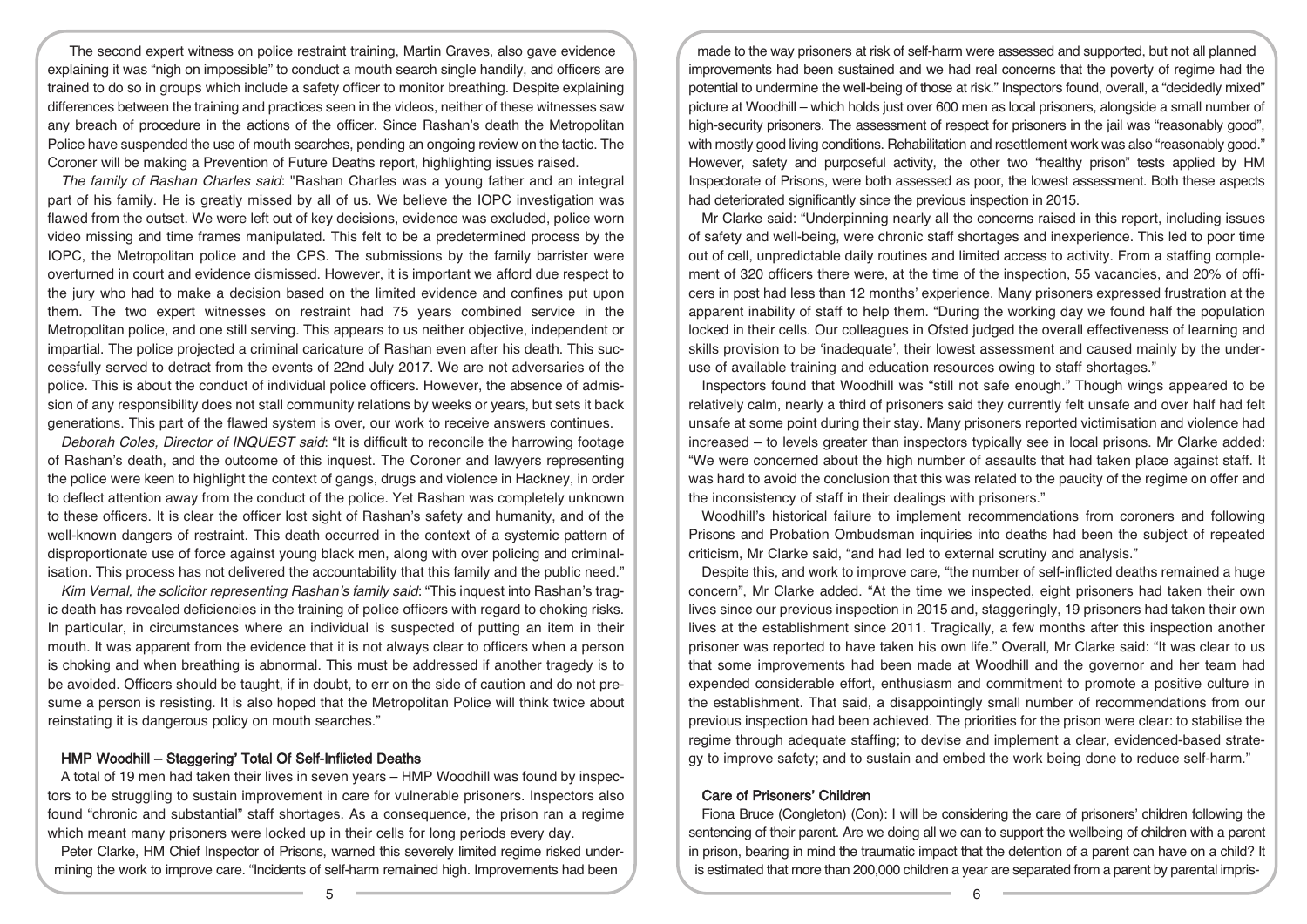The second expert witness on police restraint training, Martin Graves, also gave evidence explaining it was "nigh on impossible" to conduct a mouth search single handily, and officers are trained to do so in groups which include a safety officer to monitor breathing. Despite explaining differences between the training and practices seen in the videos, neither of these witnesses saw any breach of procedure in the actions of the officer. Since Rashan's death the Metropolitan Police have suspended the use of mouth searches, pending an ongoing review on the tactic. The Coroner will be making a Prevention of Future Deaths report, highlighting issues raised.

*The family of Rashan Charles said*: "Rashan Charles was a young father and an integral part of his family. He is greatly missed by all of us. We believe the IOPC investigation was flawed from the outset. We were left out of key decisions, evidence was excluded, police worn video missing and time frames manipulated. This felt to be a predetermined process by the IOPC, the Metropolitan police and the CPS. The submissions by the family barrister were overturned in court and evidence dismissed. However, it is important we afford due respect to the jury who had to make a decision based on the limited evidence and confines put upon them. The two expert witnesses on restraint had 75 years combined service in the Metropolitan police, and one still serving. This appears to us neither objective, independent or impartial. The police projected a criminal caricature of Rashan even after his death. This successfully served to detract from the events of 22nd July 2017. We are not adversaries of the police. This is about the conduct of individual police officers. However, the absence of admission of any responsibility does not stall community relations by weeks or years, but sets it back generations. This part of the flawed system is over, our work to receive answers continues.

*Deborah Coles, Director of INQUEST said*: "It is difficult to reconcile the harrowing footage of Rashan's death, and the outcome of this inquest. The Coroner and lawyers representing the police were keen to highlight the context of gangs, drugs and violence in Hackney, in order to deflect attention away from the conduct of the police. Yet Rashan was completely unknown to these officers. It is clear the officer lost sight of Rashan's safety and humanity, and of the well-known dangers of restraint. This death occurred in the context of a systemic pattern of disproportionate use of force against young black men, along with over policing and criminalisation. This process has not delivered the accountability that this family and the public need."

*Kim Vernal, the solicitor representing Rashan's family said*: "This inquest into Rashan's tragic death has revealed deficiencies in the training of police officers with regard to choking risks. In particular, in circumstances where an individual is suspected of putting an item in their mouth. It was apparent from the evidence that it is not always clear to officers when a person is choking and when breathing is abnormal. This must be addressed if another tragedy is to be avoided. Officers should be taught, if in doubt, to err on the side of caution and do not presume a person is resisting. It is also hoped that the Metropolitan Police will think twice about reinstating it is dangerous policy on mouth searches."

## HMP Woodhill – Staggering' Total Of Self-Inflicted Deaths

A total of 19 men had taken their lives in seven years – HMP Woodhill was found by inspectors to be struggling to sustain improvement in care for vulnerable prisoners. Inspectors also found "chronic and substantial" staff shortages. As a consequence, the prison ran a regime which meant many prisoners were locked up in their cells for long periods every day.

Peter Clarke, HM Chief Inspector of Prisons, warned this severely limited regime risked undermining the work to improve care. "Incidents of self-harm remained high. Improvements had been made to the way prisoners at risk of self-harm were assessed and supported, but not all planned improvements had been sustained and we had real concerns that the poverty of regime had the potential to undermine the well-being of those at risk." Inspectors found, overall, a "decidedly mixed" picture at Woodhill – which holds just over 600 men as local prisoners, alongside a small number of high-security prisoners. The assessment of respect for prisoners in the jail was "reasonably good", with mostly good living conditions. Rehabilitation and resettlement work was also "reasonably good." However, safety and purposeful activity, the other two "healthy prison" tests applied by HM Inspectorate of Prisons, were both assessed as poor, the lowest assessment. Both these aspects had deteriorated significantly since the previous inspection in 2015.

Mr Clarke said: "Underpinning nearly all the concerns raised in this report, including issues of safety and well-being, were chronic staff shortages and inexperience. This led to poor time out of cell, unpredictable daily routines and limited access to activity. From a staffing complement of 320 officers there were, at the time of the inspection, 55 vacancies, and 20% of officers in post had less than 12 months' experience. Many prisoners expressed frustration at the apparent inability of staff to help them. "During the working day we found half the population locked in their cells. Our colleagues in Ofsted judged the overall effectiveness of learning and skills provision to be 'inadequate', their lowest assessment and caused mainly by the underuse of available training and education resources owing to staff shortages."

Inspectors found that Woodhill was "still not safe enough." Though wings appeared to be relatively calm, nearly a third of prisoners said they currently felt unsafe and over half had felt unsafe at some point during their stay. Many prisoners reported victimisation and violence had increased – to levels greater than inspectors typically see in local prisons. Mr Clarke added: "We were concerned about the high number of assaults that had taken place against staff. It was hard to avoid the conclusion that this was related to the paucity of the regime on offer and the inconsistency of staff in their dealings with prisoners."

Woodhill's historical failure to implement recommendations from coroners and following Prisons and Probation Ombudsman inquiries into deaths had been the subject of repeated criticism, Mr Clarke said, "and had led to external scrutiny and analysis."

Despite this, and work to improve care, "the number of self-inflicted deaths remained a huge concern", Mr Clarke added. "At the time we inspected, eight prisoners had taken their own lives since our previous inspection in 2015 and, staggeringly, 19 prisoners had taken their own lives at the establishment since 2011. Tragically, a few months after this inspection another prisoner was reported to have taken his own life." Overall, Mr Clarke said: "It was clear to us that some improvements had been made at Woodhill and the governor and her team had expended considerable effort, enthusiasm and commitment to promote a positive culture in the establishment. That said, a disappointingly small number of recommendations from our previous inspection had been achieved. The priorities for the prison were clear: to stabilise the regime through adequate staffing; to devise and implement a clear, evidenced-based strategy to improve safety; and to sustain and embed the work being done to reduce self-harm."

## Care of Prisoners' Children

Fiona Bruce (Congleton) (Con): I will be considering the care of prisoners' children following the sentencing of their parent. Are we doing all we can to support the wellbeing of children with a parent in prison, bearing in mind the traumatic impact that the detention of a parent can have on a child? It is estimated that more than 200,000 children a year are separated from a parent by parental impris-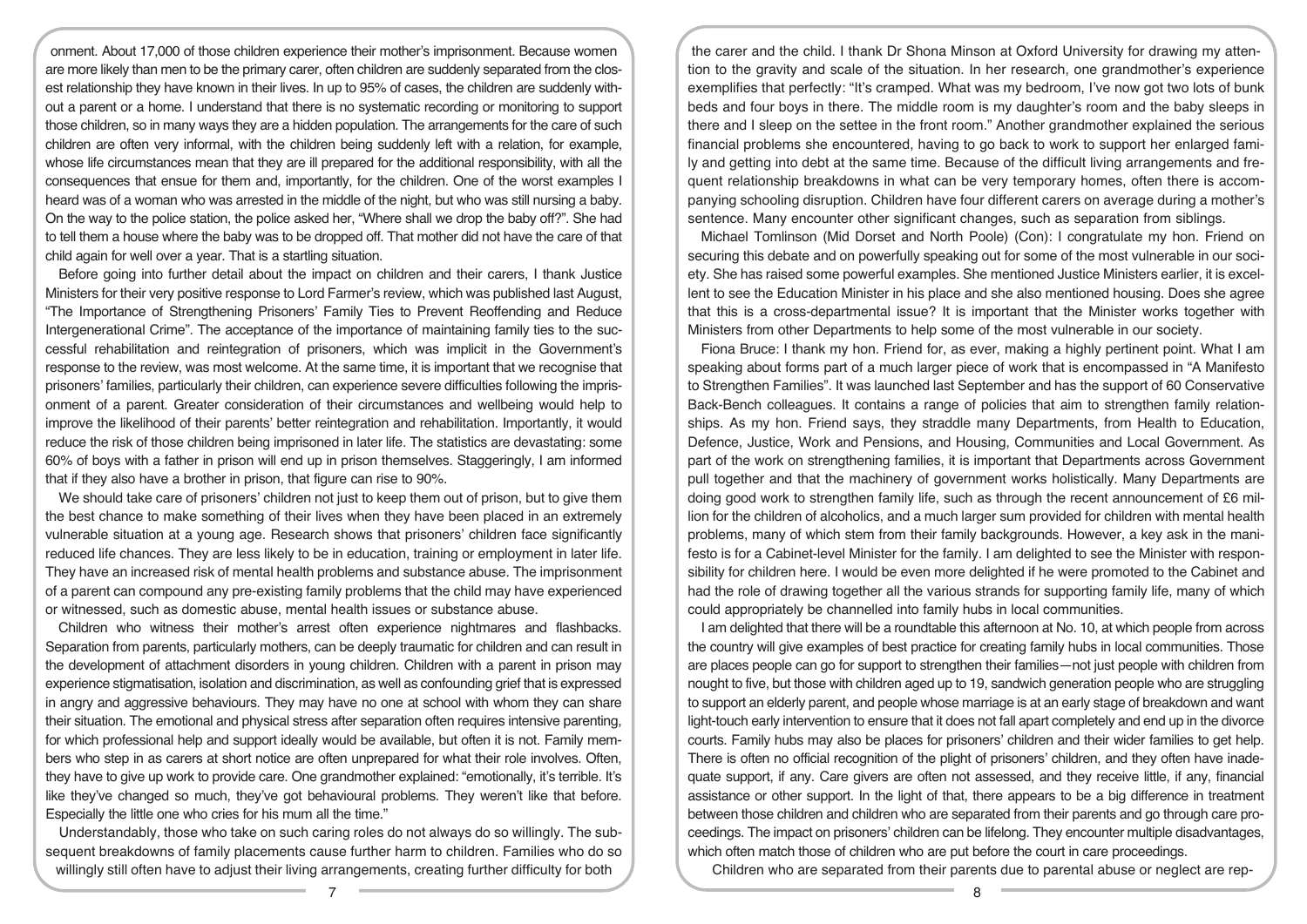onment. About 17,000 of those children experience their mother's imprisonment. Because women are more likely than men to be the primary carer, often children are suddenly separated from the closest relationship they have known in their lives. In up to 95% of cases, the children are suddenly without a parent or a home. I understand that there is no systematic recording or monitoring to support those children, so in many ways they are a hidden population. The arrangements for the care of such children are often very informal, with the children being suddenly left with a relation, for example, whose life circumstances mean that they are ill prepared for the additional responsibility, with all the consequences that ensue for them and, importantly, for the children. One of the worst examples I heard was of a woman who was arrested in the middle of the night, but who was still nursing a baby. On the way to the police station, the police asked her, "Where shall we drop the baby off?". She had to tell them a house where the baby was to be dropped off. That mother did not have the care of that child again for well over a year. That is a startling situation.

Before going into further detail about the impact on children and their carers, I thank Justice Ministers for their very positive response to Lord Farmer's review, which was published last August, "The Importance of Strengthening Prisoners' Family Ties to Prevent Reoffending and Reduce Intergenerational Crime". The acceptance of the importance of maintaining family ties to the successful rehabilitation and reintegration of prisoners, which was implicit in the Government's response to the review, was most welcome. At the same time, it is important that we recognise that prisoners' families, particularly their children, can experience severe difficulties following the imprisonment of a parent. Greater consideration of their circumstances and wellbeing would help to improve the likelihood of their parents' better reintegration and rehabilitation. Importantly, it would reduce the risk of those children being imprisoned in later life. The statistics are devastating: some 60% of boys with a father in prison will end up in prison themselves. Staggeringly, I am informed that if they also have a brother in prison, that figure can rise to 90%.

We should take care of prisoners' children not just to keep them out of prison, but to give them the best chance to make something of their lives when they have been placed in an extremely vulnerable situation at a young age. Research shows that prisoners' children face significantly reduced life chances. They are less likely to be in education, training or employment in later life. They have an increased risk of mental health problems and substance abuse. The imprisonment of a parent can compound any pre-existing family problems that the child may have experienced or witnessed, such as domestic abuse, mental health issues or substance abuse.

Children who witness their mother's arrest often experience nightmares and flashbacks. Separation from parents, particularly mothers, can be deeply traumatic for children and can result in the development of attachment disorders in young children. Children with a parent in prison may experience stigmatisation, isolation and discrimination, as well as confounding grief that is expressed in angry and aggressive behaviours. They may have no one at school with whom they can share their situation. The emotional and physical stress after separation often requires intensive parenting, for which professional help and support ideally would be available, but often it is not. Family members who step in as carers at short notice are often unprepared for what their role involves. Often, they have to give up work to provide care. One grandmother explained: "emotionally, it's terrible. It's like they've changed so much, they've got behavioural problems. They weren't like that before. Especially the little one who cries for his mum all the time."

Understandably, those who take on such caring roles do not always do so willingly. The subsequent breakdowns of family placements cause further harm to children. Families who do so willingly still often have to adjust their living arrangements, creating further difficulty for both the carer and the child. I thank Dr Shona Minson at Oxford University for drawing my attention to the gravity and scale of the situation. In her research, one grandmother's experience exemplifies that perfectly: "It's cramped. What was my bedroom, I've now got two lots of bunk beds and four boys in there. The middle room is my daughter's room and the baby sleeps in there and I sleep on the settee in the front room." Another grandmother explained the serious financial problems she encountered, having to go back to work to support her enlarged family and getting into debt at the same time. Because of the difficult living arrangements and frequent relationship breakdowns in what can be very temporary homes, often there is accompanying schooling disruption. Children have four different carers on average during a mother's sentence. Many encounter other significant changes, such as separation from siblings.

Michael Tomlinson (Mid Dorset and North Poole) (Con): I congratulate my hon. Friend on securing this debate and on powerfully speaking out for some of the most vulnerable in our society. She has raised some powerful examples. She mentioned Justice Ministers earlier, it is excellent to see the Education Minister in his place and she also mentioned housing. Does she agree that this is a cross-departmental issue? It is important that the Minister works together with Ministers from other Departments to help some of the most vulnerable in our society.

Fiona Bruce: I thank my hon. Friend for, as ever, making a highly pertinent point. What I am speaking about forms part of a much larger piece of work that is encompassed in "A Manifesto to Strengthen Families". It was launched last September and has the support of 60 Conservative Back-Bench colleagues. It contains a range of policies that aim to strengthen family relationships. As my hon. Friend says, they straddle many Departments, from Health to Education, Defence, Justice, Work and Pensions, and Housing, Communities and Local Government. As part of the work on strengthening families, it is important that Departments across Government pull together and that the machinery of government works holistically. Many Departments are doing good work to strengthen family life, such as through the recent announcement of £6 million for the children of alcoholics, and a much larger sum provided for children with mental health problems, many of which stem from their family backgrounds. However, a key ask in the manifesto is for a Cabinet-level Minister for the family. I am delighted to see the Minister with responsibility for children here. I would be even more delighted if he were promoted to the Cabinet and had the role of drawing together all the various strands for supporting family life, many of which could appropriately be channelled into family hubs in local communities.

I am delighted that there will be a roundtable this afternoon at No. 10, at which people from across the country will give examples of best practice for creating family hubs in local communities. Those are places people can go for support to strengthen their families—not just people with children from nought to five, but those with children aged up to 19, sandwich generation people who are struggling to support an elderly parent, and people whose marriage is at an early stage of breakdown and want light-touch early intervention to ensure that it does not fall apart completely and end up in the divorce courts. Family hubs may also be places for prisoners' children and their wider families to get help. There is often no official recognition of the plight of prisoners' children, and they often have inadequate support, if any. Care givers are often not assessed, and they receive little, if any, financial assistance or other support. In the light of that, there appears to be a big difference in treatment between those children and children who are separated from their parents and go through care proceedings. The impact on prisoners' children can be lifelong. They encounter multiple disadvantages, which often match those of children who are put before the court in care proceedings.

Children who are separated from their parents due to parental abuse or neglect are rep-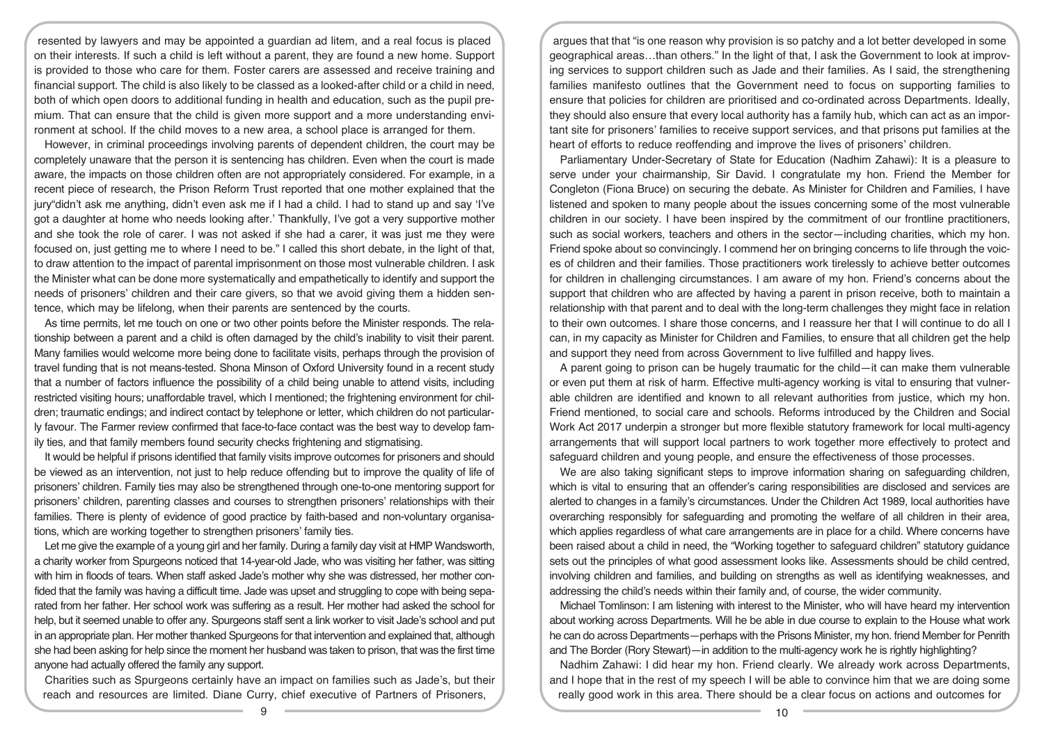resented by lawyers and may be appointed a guardian ad litem, and a real focus is placed on their interests. If such a child is left without a parent, they are found a new home. Support is provided to those who care for them. Foster carers are assessed and receive training and financial support. The child is also likely to be classed as a looked-after child or a child in need, both of which open doors to additional funding in health and education, such as the pupil premium. That can ensure that the child is given more support and a more understanding environment at school. If the child moves to a new area, a school place is arranged for them.

However, in criminal proceedings involving parents of dependent children, the court may be completely unaware that the person it is sentencing has children. Even when the court is made aware, the impacts on those children often are not appropriately considered. For example, in a recent piece of research, the Prison Reform Trust reported that one mother explained that the jury"didn't ask me anything, didn't even ask me if I had a child. I had to stand up and say 'I've got a daughter at home who needs looking after.' Thankfully, I've got a very supportive mother and she took the role of carer. I was not asked if she had a carer, it was just me they were focused on, just getting me to where I need to be." I called this short debate, in the light of that, to draw attention to the impact of parental imprisonment on those most vulnerable children. I ask the Minister what can be done more systematically and empathetically to identify and support the needs of prisoners' children and their care givers, so that we avoid giving them a hidden sentence, which may be lifelong, when their parents are sentenced by the courts.

As time permits, let me touch on one or two other points before the Minister responds. The relationship between a parent and a child is often damaged by the child's inability to visit their parent. Many families would welcome more being done to facilitate visits, perhaps through the provision of travel funding that is not means-tested. Shona Minson of Oxford University found in a recent study that a number of factors influence the possibility of a child being unable to attend visits, including restricted visiting hours; unaffordable travel, which I mentioned; the frightening environment for children; traumatic endings; and indirect contact by telephone or letter, which children do not particularly favour. The Farmer review confirmed that face-to-face contact was the best way to develop family ties, and that family members found security checks frightening and stigmatising.

It would be helpful if prisons identified that family visits improve outcomes for prisoners and should be viewed as an intervention, not just to help reduce offending but to improve the quality of life of prisoners' children. Family ties may also be strengthened through one-to-one mentoring support for prisoners' children, parenting classes and courses to strengthen prisoners' relationships with their families. There is plenty of evidence of good practice by faith-based and non-voluntary organisations, which are working together to strengthen prisoners' family ties.

Let me give the example of a young girl and her family. During a family day visit at HMP Wandsworth, a charity worker from Spurgeons noticed that 14-year-old Jade, who was visiting her father, was sitting with him in floods of tears. When staff asked Jade's mother why she was distressed, her mother confided that the family was having a difficult time. Jade was upset and struggling to cope with being separated from her father. Her school work was suffering as a result. Her mother had asked the school for help, but it seemed unable to offer any. Spurgeons staff sent a link worker to visit Jade's school and put in an appropriate plan. Her mother thanked Spurgeons for that intervention and explained that, although she had been asking for help since the moment her husband was taken to prison, that was the first time anyone had actually offered the family any support.

Charities such as Spurgeons certainly have an impact on families such as Jade's, but their reach and resources are limited. Diane Curry, chief executive of Partners of Prisoners, argues that that "is one reason why provision is so patchy and a lot better developed in some geographical areas…than others." In the light of that, I ask the Government to look at improving services to support children such as Jade and their families. As I said, the strengthening families manifesto outlines that the Government need to focus on supporting families to ensure that policies for children are prioritised and co-ordinated across Departments. Ideally, they should also ensure that every local authority has a family hub, which can act as an important site for prisoners' families to receive support services, and that prisons put families at the heart of efforts to reduce reoffending and improve the lives of prisoners' children.

Parliamentary Under-Secretary of State for Education (Nadhim Zahawi): It is a pleasure to serve under your chairmanship, Sir David. I congratulate my hon. Friend the Member for Congleton (Fiona Bruce) on securing the debate. As Minister for Children and Families, I have listened and spoken to many people about the issues concerning some of the most vulnerable children in our society. I have been inspired by the commitment of our frontline practitioners, such as social workers, teachers and others in the sector—including charities, which my hon. Friend spoke about so convincingly. I commend her on bringing concerns to life through the voices of children and their families. Those practitioners work tirelessly to achieve better outcomes for children in challenging circumstances. I am aware of my hon. Friend's concerns about the support that children who are affected by having a parent in prison receive, both to maintain a relationship with that parent and to deal with the long-term challenges they might face in relation to their own outcomes. I share those concerns, and I reassure her that I will continue to do all I can, in my capacity as Minister for Children and Families, to ensure that all children get the help and support they need from across Government to live fulfilled and happy lives.

A parent going to prison can be hugely traumatic for the child—it can make them vulnerable or even put them at risk of harm. Effective multi-agency working is vital to ensuring that vulnerable children are identified and known to all relevant authorities from justice, which my hon. Friend mentioned, to social care and schools. Reforms introduced by the Children and Social Work Act 2017 underpin a stronger but more flexible statutory framework for local multi-agency arrangements that will support local partners to work together more effectively to protect and safeguard children and young people, and ensure the effectiveness of those processes.

We are also taking significant steps to improve information sharing on safeguarding children, which is vital to ensuring that an offender's caring responsibilities are disclosed and services are alerted to changes in a family's circumstances. Under the Children Act 1989, local authorities have overarching responsibly for safeguarding and promoting the welfare of all children in their area, which applies regardless of what care arrangements are in place for a child. Where concerns have been raised about a child in need, the "Working together to safeguard children" statutory guidance sets out the principles of what good assessment looks like. Assessments should be child centred, involving children and families, and building on strengths as well as identifying weaknesses, and addressing the child's needs within their family and, of course, the wider community.

Michael Tomlinson: I am listening with interest to the Minister, who will have heard my intervention about working across Departments. Will he be able in due course to explain to the House what work he can do across Departments—perhaps with the Prisons Minister, my hon. friend Member for Penrith and The Border (Rory Stewart)—in addition to the multi-agency work he is rightly highlighting?

Nadhim Zahawi: I did hear my hon. Friend clearly. We already work across Departments, and I hope that in the rest of my speech I will be able to convince him that we are doing some really good work in this area. There should be a clear focus on actions and outcomes for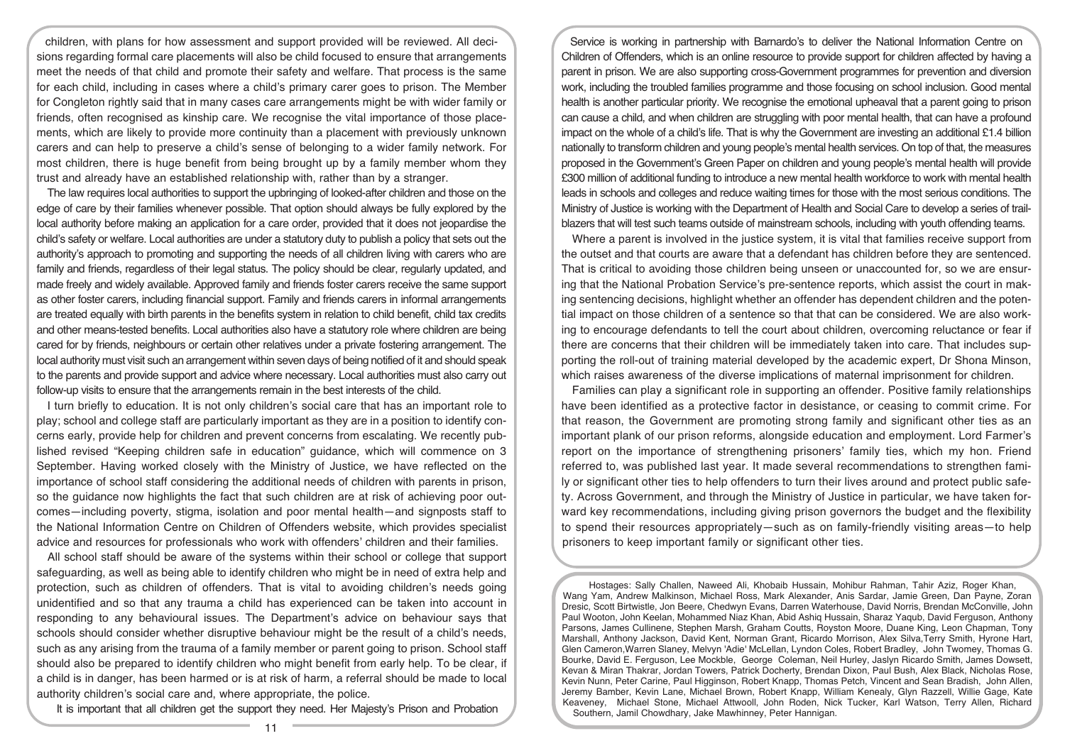children, with plans for how assessment and support provided will be reviewed. All decisions regarding formal care placements will also be child focused to ensure that arrangements meet the needs of that child and promote their safety and welfare. That process is the same for each child, including in cases where a child's primary carer goes to prison. The Member for Congleton rightly said that in many cases care arrangements might be with wider family or friends, often recognised as kinship care. We recognise the vital importance of those placements, which are likely to provide more continuity than a placement with previously unknown carers and can help to preserve a child's sense of belonging to a wider family network. For most children, there is huge benefit from being brought up by a family member whom they trust and already have an established relationship with, rather than by a stranger.

The law requires local authorities to support the upbringing of looked-after children and those on the edge of care by their families whenever possible. That option should always be fully explored by the local authority before making an application for a care order, provided that it does not jeopardise the child's safety or welfare. Local authorities are under a statutory duty to publish a policy that sets out the authority's approach to promoting and supporting the needs of all children living with carers who are family and friends, regardless of their legal status. The policy should be clear, regularly updated, and made freely and widely available. Approved family and friends foster carers receive the same support as other foster carers, including financial support. Family and friends carers in informal arrangements are treated equally with birth parents in the benefits system in relation to child benefit, child tax credits and other means-tested benefits. Local authorities also have a statutory role where children are being cared for by friends, neighbours or certain other relatives under a private fostering arrangement. The local authority must visit such an arrangement within seven days of being notified of it and should speak to the parents and provide support and advice where necessary. Local authorities must also carry out follow-up visits to ensure that the arrangements remain in the best interests of the child.

I turn briefly to education. It is not only children's social care that has an important role to play; school and college staff are particularly important as they are in a position to identify concerns early, provide help for children and prevent concerns from escalating. We recently published revised "Keeping children safe in education" guidance, which will commence on 3 September. Having worked closely with the Ministry of Justice, we have reflected on the importance of school staff considering the additional needs of children with parents in prison, so the guidance now highlights the fact that such children are at risk of achieving poor outcomes—including poverty, stigma, isolation and poor mental health—and signposts staff to the National Information Centre on Children of Offenders website, which provides specialist advice and resources for professionals who work with offenders' children and their families.

All school staff should be aware of the systems within their school or college that support safeguarding, as well as being able to identify children who might be in need of extra help and protection, such as children of offenders. That is vital to avoiding children's needs going unidentified and so that any trauma a child has experienced can be taken into account in responding to any behavioural issues. The Department's advice on behaviour says that schools should consider whether disruptive behaviour might be the result of a child's needs, such as any arising from the trauma of a family member or parent going to prison. School staff should also be prepared to identify children who might benefit from early help. To be clear, if a child is in danger, has been harmed or is at risk of harm, a referral should be made to local authority children's social care and, where appropriate, the police.

It is important that all children get the support they need. Her Majesty's Prison and Probation Service is working in partnership with Barnardo's to deliver the National Information Centre on Children of Offenders, which is an online resource to provide support for children affected by having a parent in prison. We are also supporting cross-Government programmes for prevention and diversion work, including the troubled families programme and those focusing on school inclusion. Good mental health is another particular priority. We recognise the emotional upheaval that a parent going to prison can cause a child, and when children are struggling with poor mental health, that can have a profound impact on the whole of a child's life. That is why the Government are investing an additional £1.4 billion nationally to transform children and young people's mental health services. On top of that, the measures proposed in the Government's Green Paper on children and young people's mental health will provide £300 million of additional funding to introduce a new mental health workforce to work with mental health leads in schools and colleges and reduce waiting times for those with the most serious conditions. The Ministry of Justice is working with the Department of Health and Social Care to develop a series of trail-blazers that will test such teams outside of mainstream schools, including with youth offending teams.

Where a parent is involved in the justice system, it is vital that families receive support from the outset and that courts are aware that a defendant has children before they are sentenced. That is critical to avoiding those children being unseen or unaccounted for, so we are ensuring that the National Probation Service's pre-sentence reports, which assist the court in making sentencing decisions, highlight whether an offender has dependent children and the potential impact on those children of a sentence so that that can be considered. We are also working to encourage defendants to tell the court about children, overcoming reluctance or fear if there are concerns that their children will be immediately taken into care. That includes supporting the roll-out of training material developed by the academic expert, Dr Shona Minson, which raises awareness of the diverse implications of maternal imprisonment for children.

Families can play a significant role in supporting an offender. Positive family relationships have been identified as a protective factor in desistance, or ceasing to commit crime. For that reason, the Government are promoting strong family and significant other ties as an important plank of our prison reforms, alongside education and employment. Lord Farmer's report on the importance of strengthening prisoners' family ties, which my hon. Friend referred to, was published last year. It made several recommendations to strengthen family or significant other ties to help offenders to turn their lives around and protect public safety. Across Government, and through the Ministry of Justice in particular, we have taken forward key recommendations, including giving prison governors the budget and the flexibility to spend their resources appropriately—such as on family-friendly visiting areas—to help prisoners to keep important family or significant other ties.

Hostages: Sally Challen, Naweed Ali, Khobaib Hussain, Mohibur Rahman, Tahir Aziz, Roger Khan, Wang Yam, Andrew Malkinson, Michael Ross, Mark Alexander, Anis Sardar, Jamie Green, Dan Payne, Zoran Dresic, Scott Birtwistle, Jon Beere, Chedwyn Evans, Darren Waterhouse, David Norris, Brendan McConville, John Paul Wooton, John Keelan, Mohammed Niaz Khan, Abid Ashiq Hussain, Sharaz Yaqub, David Ferguson, Anthony Parsons, James Cullinene, Stephen Marsh, Graham Coutts, Royston Moore, Duane King, Leon Chapman, Tony Marshall, Anthony Jackson, David Kent, Norman Grant, Ricardo Morrison, Alex Silva,Terry Smith, Hyrone Hart, Glen Cameron,Warren Slaney, Melvyn 'Adie' McLellan, Lyndon Coles, Robert Bradley, John Twomey, Thomas G. Bourke, David E. Ferguson, Lee Mockble, George Coleman, Neil Hurley, Jaslyn Ricardo Smith, James Dowsett, Kevan & Miran Thakrar, Jordan Towers, Patrick Docherty, Brendan Dixon, Paul Bush, Alex Black, Nicholas Rose, Kevin Nunn, Peter Carine, Paul Higginson, Robert Knapp, Thomas Petch, Vincent and Sean Bradish, John Allen, Jeremy Bamber, Kevin Lane, Michael Brown, Robert Knapp, William Kenealy, Glyn Razzell, Willie Gage, Kate Keaveney, Michael Stone, Michael Attwooll, John Roden, Nick Tucker, Karl Watson, Terry Allen, Richard Southern, Jamil Chowdhary, Jake Mawhinney, Peter Hannigan.